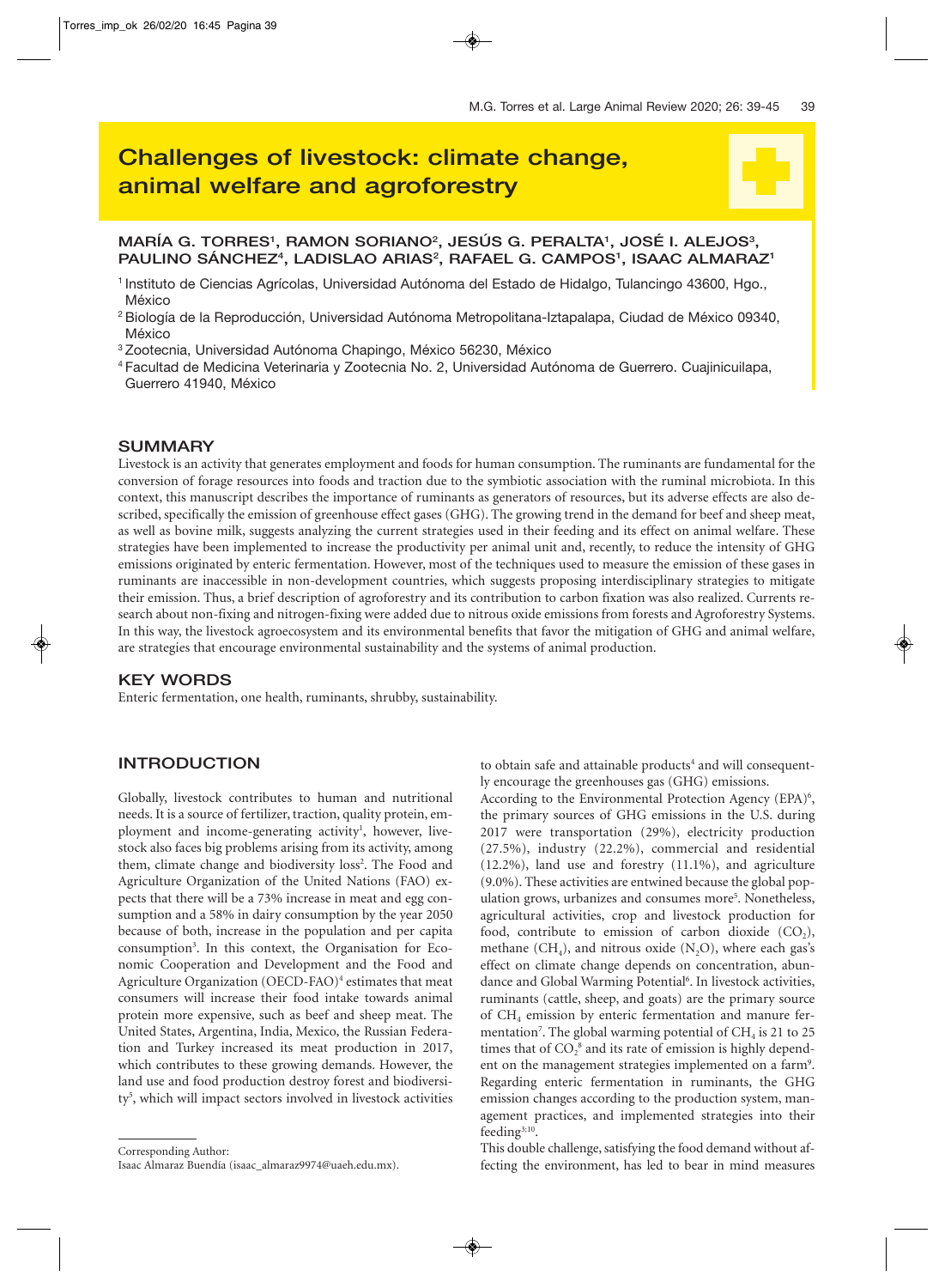# Challenges of livestock: climate change, animal welfare and agroforestry

**MARÍA G. TORRES[1], RAMON SORIANO[2], JESÚS G. PERALTA[1], JOSÉ I. ALEJOS[3], PAULINO SÁNCHEZ[4], LADISLAO ARIAS[2], RAFAEL G. CAMPOS[1], ISAAC ALMARAZ[1]**

[1] Instituto de Ciencias Agrícolas, Universidad Autónoma del Estado de Hidalgo, Tulancingo 43600, Hgo., México

[2] Biología de la Reproducción, Universidad Autónoma Metropolitana-Iztapalapa, Ciudad de México 09340, México

[3] Zootecnia, Universidad Autónoma Chapingo, México 56230, México

[4] Facultad de Medicina Veterinaria y Zootecnia No. 2, Universidad Autónoma de Guerrero. Cuajinicuilapa, Guerrero 41940, México

## SUMMARY

Livestock is an activity that generates employment and foods for human consumption. The ruminants are fundamental for the conversion of forage resources into foods and traction due to the symbiotic association with the ruminal microbiota. In this context, this manuscript describes the importance of ruminants as generators of resources, but its adverse effects are also described, specifically the emission of greenhouse effect gases (GHG). The growing trend in the demand for beef and sheep meat, as well as bovine milk, suggests analyzing the current strategies used in their feeding and its effect on animal welfare. These strategies have been implemented to increase the productivity per animal unit and, recently, to reduce the intensity of GHG emissions originated by enteric fermentation. However, most of the techniques used to measure the emission of these gases in ruminants are inaccessible in non-development countries, which suggests proposing interdisciplinary strategies to mitigate their emission. Thus, a brief description of agroforestry and its contribution to carbon fixation was also realized. Currents research about non-fixing and nitrogen-fixing were added due to nitrous oxide emissions from forests and Agroforestry Systems. In this way, the livestock agroecosystem and its environmental benefits that favor the mitigation of GHG and animal welfare, are strategies that encourage environmental sustainability and the systems of animal production.

## KEY WORDS

Enteric fermentation, one health, ruminants, shrubby, sustainability.

## INTRODUCTION

Globally, livestock contributes to human and nutritional needs. It is a source of fertilizer, traction, quality protein, employment and income-generating activity[1], however, livestock also faces big problems arising from its activity, among them, climate change and biodiversity loss[2]. The Food and Agriculture Organization of the United Nations (FAO) expects that there will be a 73% increase in meat and egg consumption and a 58% in dairy consumption by the year 2050 because of both, increase in the population and per capita consumption[3]. In this context, the Organisation for Economic Cooperation and Development and the Food and Agriculture Organization (OECD-FAO)[4] estimates that meat consumers will increase their food intake towards animal protein more expensive, such as beef and sheep meat. The United States, Argentina, India, Mexico, the Russian Federation and Turkey increased its meat production in 2017, which contributes to these growing demands. However, the land use and food production destroy forest and biodiversity[5], which will impact sectors involved in livestock activities to obtain safe and attainable products[4] and will consequently encourage the greenhouses gas (GHG) emissions.

According to the Environmental Protection Agency (EPA)[6], the primary sources of GHG emissions in the U.S. during 2017 were transportation (29%), electricity production (27.5%), industry (22.2%), commercial and residential (12.2%), land use and forestry (11.1%), and agriculture (9.0%). These activities are entwined because the global population grows, urbanizes and consumes more[5]. Nonetheless, agricultural activities, crop and livestock production for food, contribute to emission of carbon dioxide ($CO_2$), methane ($CH_4$), and nitrous oxide ($N_2O$), where each gas's effect on climate change depends on concentration, abundance and Global Warming Potential[6]. In livestock activities, ruminants (cattle, sheep, and goats) are the primary source of $CH_4$ emission by enteric fermentation and manure fermentation[7]. The global warming potential of $CH_4$ is 21 to 25 times that of $CO_2$[8] and its rate of emission is highly dependent on the management strategies implemented on a farm[9]. Regarding enteric fermentation in ruminants, the GHG emission changes according to the production system, management practices, and implemented strategies into their feeding[3,10].

This double challenge, satisfying the food demand without affecting the environment, has led to bear in mind measures

Corresponding Author:
Isaac Almaraz Buendía (isaac_almaraz9974@uaeh.edu.mx).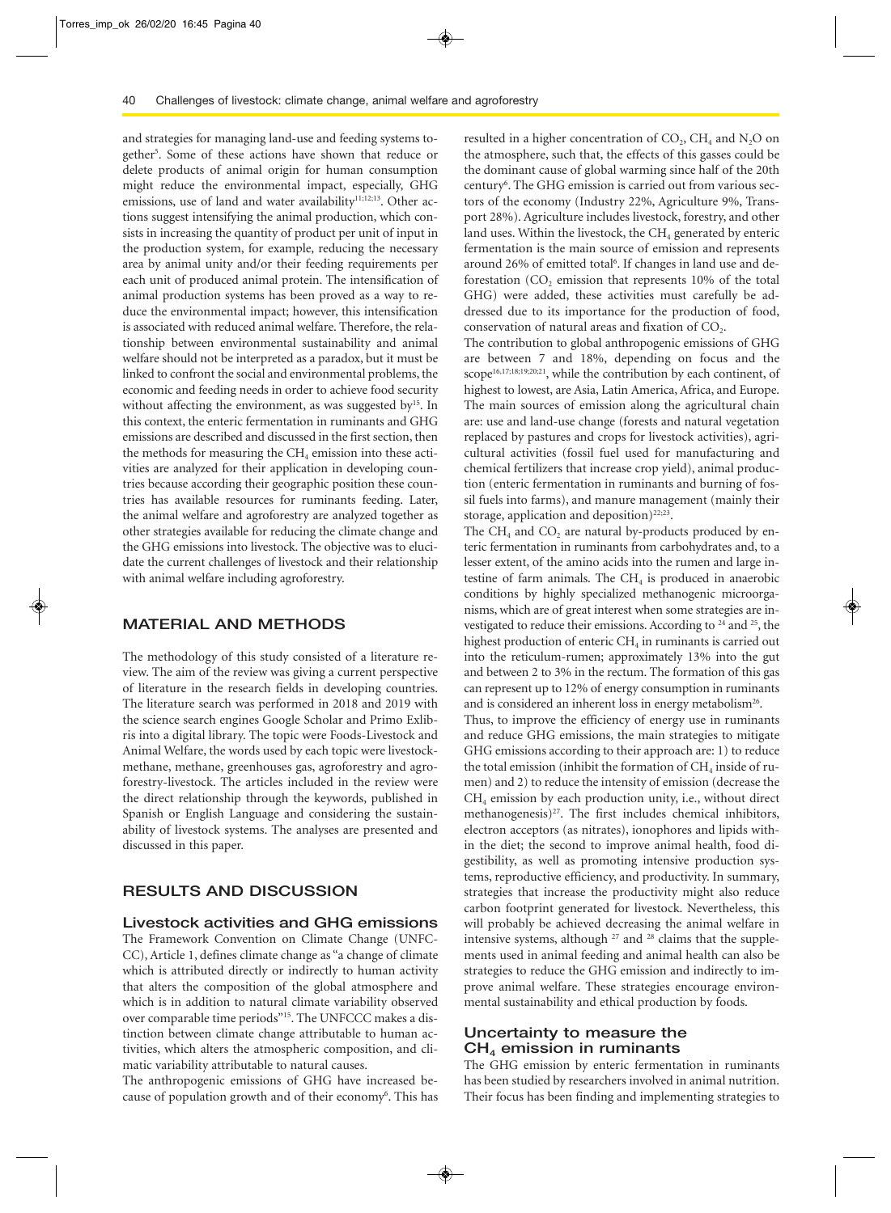and strategies for managing land-use and feeding systems together[5]. Some of these actions have shown that reduce or delete products of animal origin for human consumption might reduce the environmental impact, especially, GHG emissions, use of land and water availability[11;12;13]. Other actions suggest intensifying the animal production, which consists in increasing the quantity of product per unit of input in the production system, for example, reducing the necessary area by animal unity and/or their feeding requirements per each unit of produced animal protein. The intensification of animal production systems has been proved as a way to reduce the environmental impact; however, this intensification is associated with reduced animal welfare. Therefore, the relationship between environmental sustainability and animal welfare should not be interpreted as a paradox, but it must be linked to confront the social and environmental problems, the economic and feeding needs in order to achieve food security without affecting the environment, as was suggested by[15]. In this context, the enteric fermentation in ruminants and GHG emissions are described and discussed in the first section, then the methods for measuring the $CH_4$ emission into these activities are analyzed for their application in developing countries because according their geographic position these countries has available resources for ruminants feeding. Later, the animal welfare and agroforestry are analyzed together as other strategies available for reducing the climate change and the GHG emissions into livestock. The objective was to elucidate the current challenges of livestock and their relationship with animal welfare including agroforestry.

## MATERIAL AND METHODS

The methodology of this study consisted of a literature review. The aim of the review was giving a current perspective of literature in the research fields in developing countries. The literature search was performed in 2018 and 2019 with the science search engines Google Scholar and Primo Exlibris into a digital library. The topic were Foods-Livestock and Animal Welfare, the words used by each topic were livestock-methane, methane, greenhouses gas, agroforestry and agroforestry-livestock. The articles included in the review were the direct relationship through the keywords, published in Spanish or English Language and considering the sustainability of livestock systems. The analyses are presented and discussed in this paper.

## RESULTS AND DISCUSSION

### Livestock activities and GHG emissions

The Framework Convention on Climate Change (UNFCCC), Article 1, defines climate change as "a change of climate which is attributed directly or indirectly to human activity that alters the composition of the global atmosphere and which is in addition to natural climate variability observed over comparable time periods"[15]. The UNFCCC makes a distinction between climate change attributable to human activities, which alters the atmospheric composition, and climatic variability attributable to natural causes.

The anthropogenic emissions of GHG have increased because of population growth and of their economy[6]. This has resulted in a higher concentration of $CO_2$, $CH_4$ and $N_2O$ on the atmosphere, such that, the effects of this gasses could be the dominant cause of global warming since half of the 20th century[6]. The GHG emission is carried out from various sectors of the economy (Industry 22%, Agriculture 9%, Transport 28%). Agriculture includes livestock, forestry, and other land uses. Within the livestock, the $CH_4$ generated by enteric fermentation is the main source of emission and represents around 26% of emitted total[6]. If changes in land use and deforestation ($CO_2$ emission that represents 10% of the total GHG) were added, these activities must carefully be addressed due to its importance for the production of food, conservation of natural areas and fixation of $CO_2$.

The contribution to global anthropogenic emissions of GHG are between 7 and 18%, depending on focus and the scope[16;17;18;19;20;21], while the contribution by each continent, of highest to lowest, are Asia, Latin America, Africa, and Europe. The main sources of emission along the agricultural chain are: use and land-use change (forests and natural vegetation replaced by pastures and crops for livestock activities), agricultural activities (fossil fuel used for manufacturing and chemical fertilizers that increase crop yield), animal production (enteric fermentation in ruminants and burning of fossil fuels into farms), and manure management (mainly their storage, application and deposition)[22;23].

The $CH_4$ and $CO_2$ are natural by-products produced by enteric fermentation in ruminants from carbohydrates and, to a lesser extent, of the amino acids into the rumen and large intestine of farm animals. The $CH_4$ is produced in anaerobic conditions by highly specialized methanogenic microorganisms, which are of great interest when some strategies are investigated to reduce their emissions. According to [24] and [25], the highest production of enteric $CH_4$ in ruminants is carried out into the reticulum-rumen; approximately 13% into the gut and between 2 to 3% in the rectum. The formation of this gas can represent up to 12% of energy consumption in ruminants and is considered an inherent loss in energy metabolism[26].

Thus, to improve the efficiency of energy use in ruminants and reduce GHG emissions, the main strategies to mitigate GHG emissions according to their approach are: 1) to reduce the total emission (inhibit the formation of $CH_4$ inside of rumen) and 2) to reduce the intensity of emission (decrease the $CH_4$ emission by each production unity, i.e., without direct methanogenesis)[27]. The first includes chemical inhibitors, electron acceptors (as nitrates), ionophores and lipids within the diet; the second to improve animal health, food digestibility, as well as promoting intensive production systems, reproductive efficiency, and productivity. In summary, strategies that increase the productivity might also reduce carbon footprint generated for livestock. Nevertheless, this will probably be achieved decreasing the animal welfare in intensive systems, although [27] and [28] claims that the supplements used in animal feeding and animal health can also be strategies to reduce the GHG emission and indirectly to improve animal welfare. These strategies encourage environmental sustainability and ethical production by foods.

### Uncertainty to measure the $CH_4$ emission in ruminants

The GHG emission by enteric fermentation in ruminants has been studied by researchers involved in animal nutrition. Their focus has been finding and implementing strategies to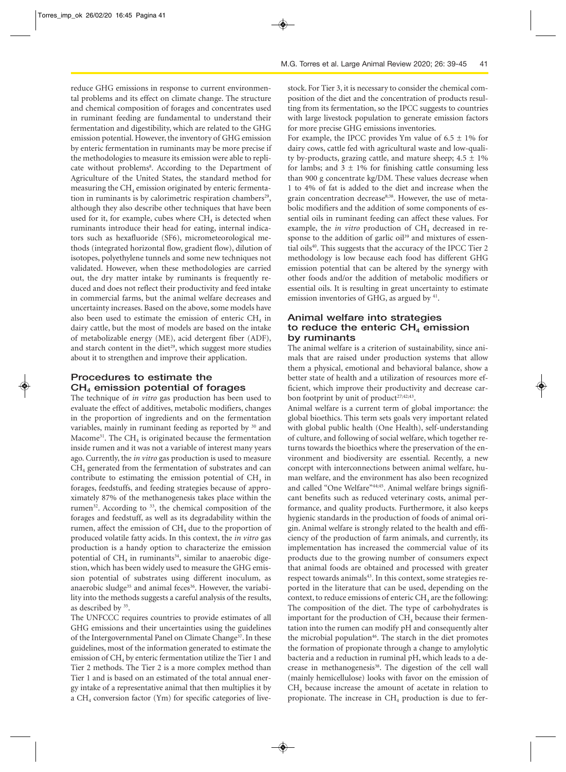reduce GHG emissions in response to current environmental problems and its effect on climate change. The structure and chemical composition of forages and concentrates used in ruminant feeding are fundamental to understand their fermentation and digestibility, which are related to the GHG emission potential. However, the inventory of GHG emission by enteric fermentation in ruminants may be more precise if the methodologies to measure its emission were able to replicate without problems[8]. According to the Department of Agriculture of the United States, the standard method for measuring the $CH_4$ emission originated by enteric fermentation in ruminants is by calorimetric respiration chambers[29], although they also describe other techniques that have been used for it, for example, cubes where $CH_4$ is detected when ruminants introduce their head for eating, internal indicators such as hexafluoride (SF6), micrometeorological methods (integrated horizontal flow, gradient flow), dilution of isotopes, polyethylene tunnels and some new techniques not validated. However, when these methodologies are carried out, the dry matter intake by ruminants is frequently reduced and does not reflect their productivity and feed intake in commercial farms, but the animal welfare decreases and uncertainty increases. Based on the above, some models have also been used to estimate the emission of enteric $CH_4$ in dairy cattle, but the most of models are based on the intake of metabolizable energy (ME), acid detergent fiber (ADF), and starch content in the diet[29], which suggest more studies about it to strengthen and improve their application.

## Procedures to estimate the $CH_4$ emission potential of forages

The technique of *in vitro* gas production has been used to evaluate the effect of additives, metabolic modifiers, changes in the proportion of ingredients and on the fermentation variables, mainly in ruminant feeding as reported by [30] and Macome[31]. The $CH_4$ is originated because the fermentation inside rumen and it was not a variable of interest many years ago. Currently, the *in vitro* gas production is used to measure $CH_4$ generated from the fermentation of substrates and can contribute to estimating the emission potential of $CH_4$ in forages, feedstuffs, and feeding strategies because of approximately 87% of the methanogenesis takes place within the rumen[32]. According to [33], the chemical composition of the forages and feedstuff, as well as its degradability within the rumen, affect the emission of $CH_4$ due to the proportion of produced volatile fatty acids. In this context, the *in vitro* gas production is a handy option to characterize the emission potential of $CH_4$ in ruminants[34], similar to anaerobic digestion, which has been widely used to measure the GHG emission potential of substrates using different inoculum, as anaerobic sludge[35] and animal feces[36]. However, the variability into the methods suggests a careful analysis of the results, as described by [35].

The UNFCCC requires countries to provide estimates of all GHG emissions and their uncertainties using the guidelines of the Intergovernmental Panel on Climate Change[37]. In these guidelines, most of the information generated to estimate the emission of $CH_4$ by enteric fermentation utilize the Tier 1 and Tier 2 methods. The Tier 2 is a more complex method than Tier 1 and is based on an estimated of the total annual energy intake of a representative animal that then multiplies it by a $CH_4$ conversion factor (Ym) for specific categories of livestock. For Tier 3, it is necessary to consider the chemical composition of the diet and the concentration of products resulting from its fermentation, so the IPCC suggests to countries with large livestock population to generate emission factors for more precise GHG emissions inventories.

For example, the IPCC provides Ym value of $6.5 \pm 1\%$ for dairy cows, cattle fed with agricultural waste and low-quality by-products, grazing cattle, and mature sheep; $4.5 \pm 1\%$ for lambs; and $3 \pm 1\%$ for finishing cattle consuming less than 900 g concentrate kg/DM. These values decrease when 1 to 4% of fat is added to the diet and increase when the grain concentration decrease[8;38]. However, the use of metabolic modifiers and the addition of some components of essential oils in ruminant feeding can affect these values. For example, the *in vitro* production of $CH_4$ decreased in response to the addition of garlic oil[39] and mixtures of essential oils[40]. This suggests that the accuracy of the IPCC Tier 2 methodology is low because each food has different GHG emission potential that can be altered by the synergy with other foods and/or the addition of metabolic modifiers or essential oils. It is resulting in great uncertainty to estimate emission inventories of GHG, as argued by [41].

## Animal welfare into strategies to reduce the enteric $CH_4$ emission by ruminants

The animal welfare is a criterion of sustainability, since animals that are raised under production systems that allow them a physical, emotional and behavioral balance, show a better state of health and a utilization of resources more efficient, which improve their productivity and decrease carbon footprint by unit of product[27;42;43].

Animal welfare is a current term of global importance: the global bioethics. This term sets goals very important related with global public health (One Health), self-understanding of culture, and following of social welfare, which together returns towards the bioethics where the preservation of the environment and biodiversity are essential. Recently, a new concept with interconnections between animal welfare, human welfare, and the environment has also been recognized and called "One Welfare"[44;45]. Animal welfare brings significant benefits such as reduced veterinary costs, animal performance, and quality products. Furthermore, it also keeps hygienic standards in the production of foods of animal origin. Animal welfare is strongly related to the health and efficiency of the production of farm animals, and currently, its implementation has increased the commercial value of its products due to the growing number of consumers expect that animal foods are obtained and processed with greater respect towards animals[43]. In this context, some strategies reported in the literature that can be used, depending on the context, to reduce emissions of enteric $CH_4$ are the following:

The composition of the diet. The type of carbohydrates is important for the production of $CH_4$ because their fermentation into the rumen can modify pH and consequently alter the microbial population[46]. The starch in the diet promotes the formation of propionate through a change to amylolytic bacteria and a reduction in ruminal pH, which leads to a decrease in methanogenesis[38]. The digestion of the cell wall (mainly hemicellulose) looks with favor on the emission of $CH_4$ because increase the amount of acetate in relation to propionate. The increase in $CH_4$ production is due to fer-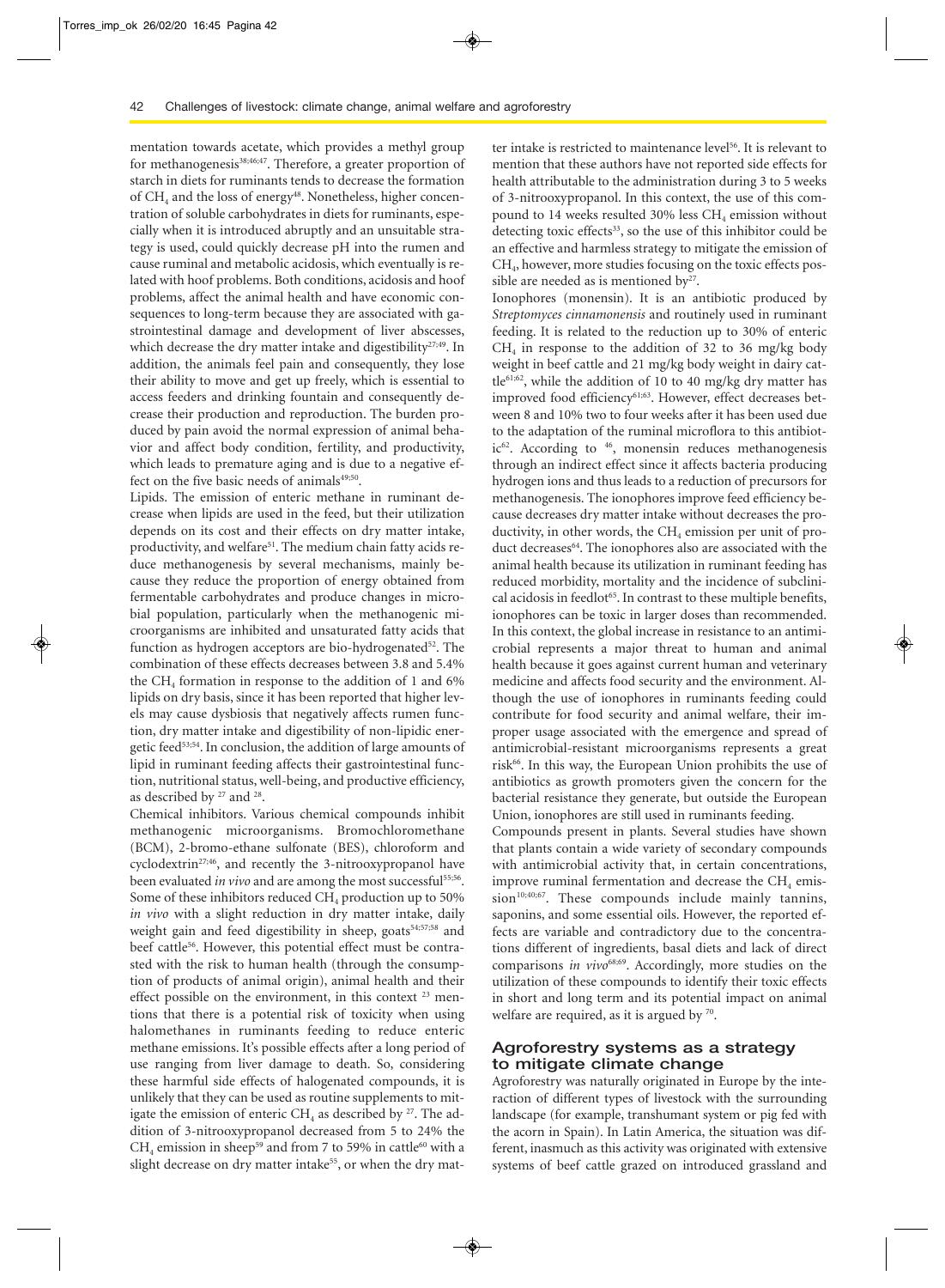mentation towards acetate, which provides a methyl group for methanogenesis[38;46;47]. Therefore, a greater proportion of starch in diets for ruminants tends to decrease the formation of $CH_4$ and the loss of energy[48]. Nonetheless, higher concentration of soluble carbohydrates in diets for ruminants, especially when it is introduced abruptly and an unsuitable strategy is used, could quickly decrease pH into the rumen and cause ruminal and metabolic acidosis, which eventually is related with hoof problems. Both conditions, acidosis and hoof problems, affect the animal health and have economic consequences to long-term because they are associated with gastrointestinal damage and development of liver abscesses, which decrease the dry matter intake and digestibility[27;49]. In addition, the animals feel pain and consequently, they lose their ability to move and get up freely, which is essential to access feeders and drinking fountain and consequently decrease their production and reproduction. The burden produced by pain avoid the normal expression of animal behavior and affect body condition, fertility, and productivity, which leads to premature aging and is due to a negative effect on the five basic needs of animals[49;50].

Lipids. The emission of enteric methane in ruminant decrease when lipids are used in the feed, but their utilization depends on its cost and their effects on dry matter intake, productivity, and welfare[51]. The medium chain fatty acids reduce methanogenesis by several mechanisms, mainly because they reduce the proportion of energy obtained from fermentable carbohydrates and produce changes in microbial population, particularly when the methanogenic microorganisms are inhibited and unsaturated fatty acids that function as hydrogen acceptors are bio-hydrogenated[52]. The combination of these effects decreases between 3.8 and 5.4% the $CH_4$ formation in response to the addition of 1 and 6% lipids on dry basis, since it has been reported that higher levels may cause dysbiosis that negatively affects rumen function, dry matter intake and digestibility of non-lipidic energetic feed[53;54]. In conclusion, the addition of large amounts of lipid in ruminant feeding affects their gastrointestinal function, nutritional status, well-being, and productive efficiency, as described by [27] and [28].

Chemical inhibitors. Various chemical compounds inhibit methanogenic microorganisms. Bromochloromethane (BCM), 2-bromo-ethane sulfonate (BES), chloroform and cyclodextrin[27;46], and recently the 3-nitrooxypropanol have been evaluated *in vivo* and are among the most successful[55;56]. Some of these inhibitors reduced $CH_4$ production up to 50% *in vivo* with a slight reduction in dry matter intake, daily weight gain and feed digestibility in sheep, goats[54;57;58] and beef cattle[56]. However, this potential effect must be contrasted with the risk to human health (through the consumption of products of animal origin), animal health and their effect possible on the environment, in this context [23] mentions that there is a potential risk of toxicity when using halomethanes in ruminants feeding to reduce enteric methane emissions. It's possible effects after a long period of use ranging from liver damage to death. So, considering these harmful side effects of halogenated compounds, it is unlikely that they can be used as routine supplements to mitigate the emission of enteric $CH_4$ as described by [27]. The addition of 3-nitrooxypropanol decreased from 5 to 24% the $CH_4$ emission in sheep[59] and from 7 to 59% in cattle[60] with a slight decrease on dry matter intake[55], or when the dry matter intake is restricted to maintenance level[56]. It is relevant to mention that these authors have not reported side effects for health attributable to the administration during 3 to 5 weeks of 3-nitrooxypropanol. In this context, the use of this compound to 14 weeks resulted 30% less $CH_4$ emission without detecting toxic effects[33], so the use of this inhibitor could be an effective and harmless strategy to mitigate the emission of $CH_4$, however, more studies focusing on the toxic effects possible are needed as is mentioned by[27].

Ionophores (monensin). It is an antibiotic produced by *Streptomyces cinnamonensis* and routinely used in ruminant feeding. It is related to the reduction up to 30% of enteric $CH_4$ in response to the addition of 32 to 36 mg/kg body weight in beef cattle and 21 mg/kg body weight in dairy cattle[61;62], while the addition of 10 to 40 mg/kg dry matter has improved food efficiency[61;63]. However, effect decreases between 8 and 10% two to four weeks after it has been used due to the adaptation of the ruminal microflora to this antibiotic[62]. According to [46], monensin reduces methanogenesis through an indirect effect since it affects bacteria producing hydrogen ions and thus leads to a reduction of precursors for methanogenesis. The ionophores improve feed efficiency because decreases dry matter intake without decreases the productivity, in other words, the $CH_4$ emission per unit of product decreases[64]. The ionophores also are associated with the animal health because its utilization in ruminant feeding has reduced morbidity, mortality and the incidence of subclinical acidosis in feedlot[65]. In contrast to these multiple benefits, ionophores can be toxic in larger doses than recommended. In this context, the global increase in resistance to an antimicrobial represents a major threat to human and animal health because it goes against current human and veterinary medicine and affects food security and the environment. Although the use of ionophores in ruminants feeding could contribute for food security and animal welfare, their improper usage associated with the emergence and spread of antimicrobial-resistant microorganisms represents a great risk[66]. In this way, the European Union prohibits the use of antibiotics as growth promoters given the concern for the bacterial resistance they generate, but outside the European Union, ionophores are still used in ruminants feeding.

Compounds present in plants. Several studies have shown that plants contain a wide variety of secondary compounds with antimicrobial activity that, in certain concentrations, improve ruminal fermentation and decrease the $CH_4$ emission[10;40;67]. These compounds include mainly tannins, saponins, and some essential oils. However, the reported effects are variable and contradictory due to the concentrations different of ingredients, basal diets and lack of direct comparisons *in vivo*[68;69]. Accordingly, more studies on the utilization of these compounds to identify their toxic effects in short and long term and its potential impact on animal welfare are required, as it is argued by [70].

## Agroforestry systems as a strategy to mitigate climate change

Agroforestry was naturally originated in Europe by the interaction of different types of livestock with the surrounding landscape (for example, transhumant system or pig fed with the acorn in Spain). In Latin America, the situation was different, inasmuch as this activity was originated with extensive systems of beef cattle grazed on introduced grassland and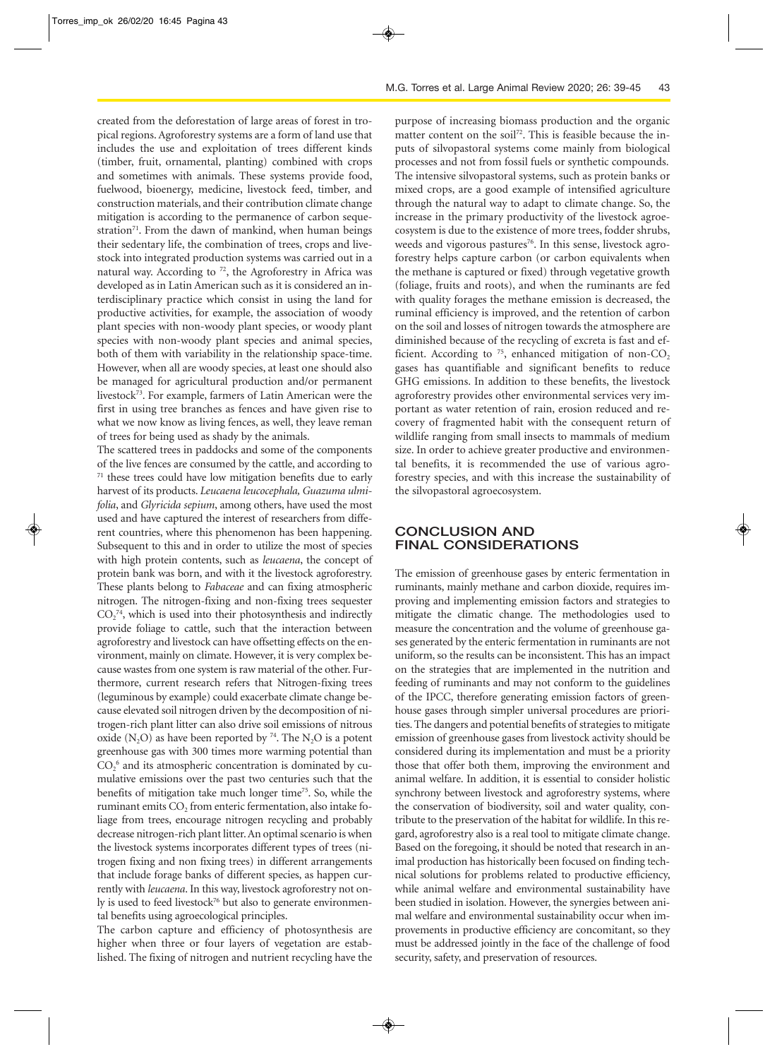created from the deforestation of large areas of forest in tropical regions. Agroforestry systems are a form of land use that includes the use and exploitation of trees different kinds (timber, fruit, ornamental, planting) combined with crops and sometimes with animals. These systems provide food, fuelwood, bioenergy, medicine, livestock feed, timber, and construction materials, and their contribution climate change mitigation is according to the permanence of carbon sequestration[71]. From the dawn of mankind, when human beings their sedentary life, the combination of trees, crops and livestock into integrated production systems was carried out in a natural way. According to [72], the Agroforestry in Africa was developed as in Latin American such as it is considered an interdisciplinary practice which consist in using the land for productive activities, for example, the association of woody plant species with non-woody plant species, or woody plant species with non-woody plant species and animal species, both of them with variability in the relationship space-time. However, when all are woody species, at least one should also be managed for agricultural production and/or permanent livestock[73]. For example, farmers of Latin American were the first in using tree branches as fences and have given rise to what we now know as living fences, as well, they leave reman of trees for being used as shady by the animals.

The scattered trees in paddocks and some of the components of the live fences are consumed by the cattle, and according to [71] these trees could have low mitigation benefits due to early harvest of its products. *Leucaena leucocephala, Guazuma ulmifolia*, and *Glyricida sepium*, among others, have used the most used and have captured the interest of researchers from different countries, where this phenomenon has been happening. Subsequent to this and in order to utilize the most of species with high protein contents, such as *leucaena*, the concept of protein bank was born, and with it the livestock agroforestry. These plants belong to *Fabaceae* and can fixing atmospheric nitrogen. The nitrogen-fixing and non-fixing trees sequester $CO_2$[74], which is used into their photosynthesis and indirectly provide foliage to cattle, such that the interaction between agroforestry and livestock can have offsetting effects on the environment, mainly on climate. However, it is very complex because wastes from one system is raw material of the other. Furthermore, current research refers that Nitrogen-fixing trees (leguminous by example) could exacerbate climate change because elevated soil nitrogen driven by the decomposition of nitrogen-rich plant litter can also drive soil emissions of nitrous oxide ($N_2O$) as have been reported by [74]. The $N_2O$ is a potent greenhouse gas with 300 times more warming potential than $CO_2$[6] and its atmospheric concentration is dominated by cumulative emissions over the past two centuries such that the benefits of mitigation take much longer time[75]. So, while the ruminant emits $CO_2$ from enteric fermentation, also intake foliage from trees, encourage nitrogen recycling and probably decrease nitrogen-rich plant litter. An optimal scenario is when the livestock systems incorporates different types of trees (nitrogen fixing and non fixing trees) in different arrangements that include forage banks of different species, as happen currently with *leucaena*. In this way, livestock agroforestry not only is used to feed livestock[76] but also to generate environmental benefits using agroecological principles.

The carbon capture and efficiency of photosynthesis are higher when three or four layers of vegetation are established. The fixing of nitrogen and nutrient recycling have the purpose of increasing biomass production and the organic matter content on the soil[72]. This is feasible because the inputs of silvopastoral systems come mainly from biological processes and not from fossil fuels or synthetic compounds. The intensive silvopastoral systems, such as protein banks or mixed crops, are a good example of intensified agriculture through the natural way to adapt to climate change. So, the increase in the primary productivity of the livestock agroecosystem is due to the existence of more trees, fodder shrubs, weeds and vigorous pastures[76]. In this sense, livestock agroforestry helps capture carbon (or carbon equivalents when the methane is captured or fixed) through vegetative growth (foliage, fruits and roots), and when the ruminants are fed with quality forages the methane emission is decreased, the ruminal efficiency is improved, and the retention of carbon on the soil and losses of nitrogen towards the atmosphere are diminished because of the recycling of excreta is fast and efficient. According to [75], enhanced mitigation of non-$CO_2$ gases has quantifiable and significant benefits to reduce GHG emissions. In addition to these benefits, the livestock agroforestry provides other environmental services very important as water retention of rain, erosion reduced and recovery of fragmented habit with the consequent return of wildlife ranging from small insects to mammals of medium size. In order to achieve greater productive and environmental benefits, it is recommended the use of various agroforestry species, and with this increase the sustainability of the silvopastoral agroecosystem.

## CONCLUSION AND FINAL CONSIDERATIONS

The emission of greenhouse gases by enteric fermentation in ruminants, mainly methane and carbon dioxide, requires improving and implementing emission factors and strategies to mitigate the climatic change. The methodologies used to measure the concentration and the volume of greenhouse gases generated by the enteric fermentation in ruminants are not uniform, so the results can be inconsistent. This has an impact on the strategies that are implemented in the nutrition and feeding of ruminants and may not conform to the guidelines of the IPCC, therefore generating emission factors of greenhouse gases through simpler universal procedures are priorities. The dangers and potential benefits of strategies to mitigate emission of greenhouse gases from livestock activity should be considered during its implementation and must be a priority those that offer both them, improving the environment and animal welfare. In addition, it is essential to consider holistic synchrony between livestock and agroforestry systems, where the conservation of biodiversity, soil and water quality, contribute to the preservation of the habitat for wildlife. In this regard, agroforestry also is a real tool to mitigate climate change. Based on the foregoing, it should be noted that research in animal production has historically been focused on finding technical solutions for problems related to productive efficiency, while animal welfare and environmental sustainability have been studied in isolation. However, the synergies between animal welfare and environmental sustainability occur when improvements in productive efficiency are concomitant, so they must be addressed jointly in the face of the challenge of food security, safety, and preservation of resources.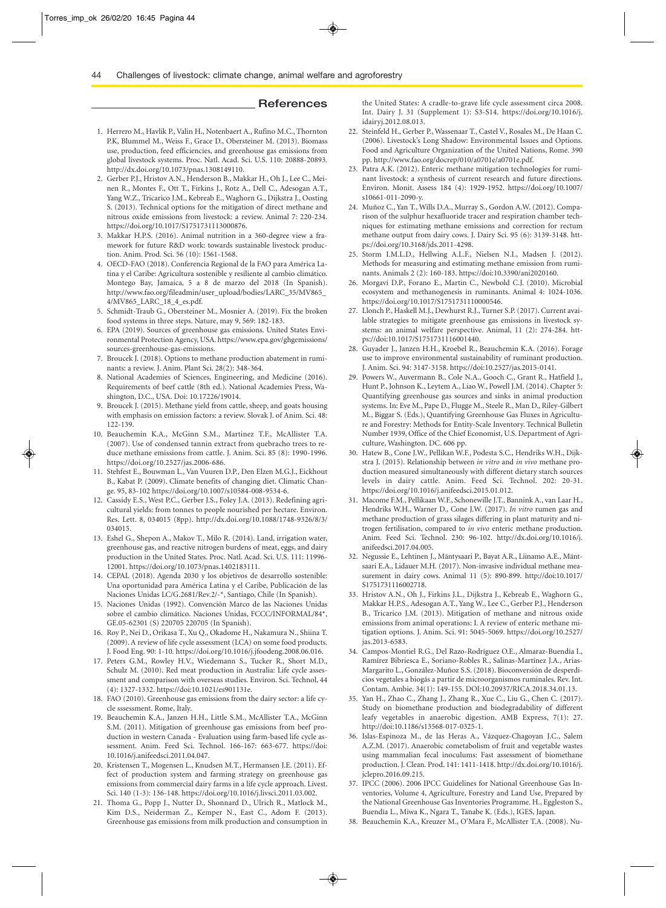## References

1. Herrero M., Havlik P., Valin H., Notenbaert A., Rufino M.C., Thornton P.K, Blummel M., Weiss F., Grace D., Obersteiner M. (2013). Biomass use, production, feed efficiencies, and greenhouse gas emissions from global livestock systems. Proc. Natl. Acad. Sci. U.S. 110: 20888-20893. http://dx.doi.org/10.1073/pnas.1308149110.
2. Gerber P.J., Hristov A.N., Henderson B., Makkar H., Oh J., Lee C., Meinen R., Montes F., Ott T., Firkins J., Rotz A., Dell C., Adesogan A.T., Yang W.Z., Tricarico J.M., Kebreab E., Waghorn G., Dijkstra J., Oosting S. (2013). Technical options for the mitigation of direct methane and nitrous oxide emissions from livestock: a review. Animal 7: 220-234. https://doi.org/10.1017/S1751731113000876.
3. Makkar H.P.S. (2016). Animal nutrition in a 360-degree view a framework for future R&D work: towards sustainable livestock production. Anim. Prod. Sci. 56 (10): 1561-1568.
4. OECD-FAO (2018). Conferencia Regional de la FAO para América Latina y el Caribe: Agricultura sostenible y resiliente al cambio climático. Montego Bay, Jamaica, 5 a 8 de marzo del 2018 (In Spanish). http://www.fao.org/fileadmin/user_upload/bodies/LARC_35/MV865_4/MV865_LARC_18_4_es.pdf.
5. Schmidt-Traub G., Obersteiner M., Mosnier A. (2019). Fix the broken food systems in three steps. Nature, may 9, 569: 182-183.
6. EPA (2019). Sources of greenhouse gas emissions. United States Environmental Protection Agency, USA. https://www.epa.gov/ghgemissions/sources-greenhouse-gas-emissions.
7. Broucek J. (2018). Options to methane production abatement in ruminants: a review. J. Anim. Plant Sci. 28(2): 348-364.
8. National Academies of Sciences, Engineering, and Medicine (2016). Requirements of beef cattle (8th ed.). National Academies Press, Washington, D.C., USA. Doi: 10.17226/19014.
9. Broucek J. (2015). Methane yield from cattle, sheep, and goats housing with emphasis on emission factors: a review. Slovak J. of Anim. Sci. 48: 122-139.
10. Beauchemin K.A., McGinn S.M., Martinez T.F., McAllister T.A. (2007). Use of condensed tannin extract from quebracho trees to reduce methane emissions from cattle. J. Anim. Sci. 85 (8): 1990-1996. https://doi.org/10.2527/jas.2006-686.
11. Stehfest E., Bouwman L., Van Vuuren D.P., Den Elzen M.G.J., Eickhout B., Kabat P. (2009). Climate benefits of changing diet. Climatic Change. 95, 83-102 https://doi.org/10.1007/s10584-008-9534-6.
12. Cassidy E.S., West P.C., Gerber J.S., Foley J.A. (2013). Redefining agricultural yields: from tonnes to people nourished per hectare. Environ. Res. Lett. 8, 034015 (8pp). http://dx.doi.org/10.1088/1748-9326/8/3/034015.
13. Eshel G., Shepon A., Makov T., Milo R. (2014). Land, irrigation water, greenhouse gas, and reactive nitrogen burdens of meat, eggs, and dairy production in the United States. Proc. Natl. Acad. Sci. U.S. 111: 11996-12001. https://doi.org/10.1073/pnas.1402183111.
14. CEPAL (2018). Agenda 2030 y los objetivos de desarrollo sostenible: Una oportunidad para América Latina y el Caribe, Publicación de las Naciones Unidas LC/G.2681/Rev.2/-*, Santiago, Chile (In Spanish).
15. Naciones Unidas (1992). Convención Marco de las Naciones Unidas sobre el cambio climático. Naciones Unidas, FCCC/INFORMAL/84*, GE.05-62301 (S) 220705 220705 (In Spanish).
16. Roy P., Nei D., Orikasa T., Xu Q., Okadome H., Nakamura N., Shiina T. (2009). A review of life cycle assessment (LCA) on some food products. J. Food Eng. 90: 1-10. https://doi.org/10.1016/j.jfoodeng.2008.06.016.
17. Peters G.M., Rowley H.V., Wiedemann S., Tucker R., Short M.D., Schulz M. (2010). Red meat production in Australia: Life cycle assessment and comparison with overseas studies. Environ. Sci. Technol, 44 (4): 1327-1332. https://doi:10.1021/es901131e.
18. FAO (2010). Greenhouse gas emissions from the dairy sector: a life cycle sssessment. Rome, Italy.
19. Beauchemin K.A., Janzen H.H., Little S.M., McAllister T.A., McGinn S.M. (2011). Mitigation of greenhouse gas emissions from beef production in western Canada - Evaluation using farm-based life cycle assessment. Anim. Feed Sci. Technol. 166-167: 663-677. https://doi: 10.1016/j.anifeedsci.2011.04.047.
20. Kristensen T., Mogensen L., Knudsen M.T., Hermansen J.E. (2011). Effect of production system and farming strategy on greenhouse gas emissions from commercial dairy farms in a life cycle approach. Livest. Sci. 140 (1-3): 136-148. https://doi.org/10.1016/j.livsci.2011.03.002.
21. Thoma G., Popp J., Nutter D., Shonnard D., Ulrich R., Matlock M., Kim D.S., Neiderman Z., Kemper N., East C., Adom F. (2013). Greenhouse gas emissions from milk production and consumption in the United States: A cradle-to-grave life cycle assessment circa 2008. Int. Dairy J. 31 (Supplement 1): S3-S14. https://doi.org/10.1016/j.idairyj.2012.08.013.
22. Steinfeld H., Gerber P., Wassenaar T., Castel V., Rosales M., De Haan C. (2006). Livestock's Long Shadow: Environmental Issues and Options. Food and Agriculture Organization of the United Nations, Rome. 390 pp. http://www.fao.org/docrep/010/a0701e/a0701e.pdf.
23. Patra A.K. (2012). Enteric methane mitigation technologies for ruminant livestock: a synthesis of current research and future directions. Environ. Monit. Assess 184 (4): 1929-1952. https://doi.org/10.1007/s10661-011-2090-y.
24. Muñoz C., Yan T., Wills D.A., Murray S., Gordon A.W. (2012). Comparison of the sulphur hexafluoride tracer and respiration chamber techniques for estimating methane emissions and correction for rectum methane output from dairy cows. J. Dairy Sci. 95 (6): 3139-3148. https://doi.org/10.3168/jds.2011-4298.
25. Storm I.M.L.D., Hellwing A.L.F., Nielsen N.I., Madsen J. (2012). Methods for measuring and estimating methane emission from ruminants. Animals 2 (2): 160-183. https://doi:10.3390/ani2020160.
26. Morgavi D.P., Forano E., Martin C., Newbold C.J. (2010). Microbial ecosystem and methanogenesis in ruminants. Animal 4: 1024-1036. https://doi.org/10.1017/S1751731110000546.
27. Llonch P., Haskell M.J., Dewhurst R.J., Turner S.P. (2017). Current available strategies to mitigate greenhouse gas emissions in livestock systems: an animal welfare perspective. Animal, 11 (2): 274-284. https://doi:10.1017/S1751731116001440.
28. Guyader J., Janzen H.H., Kroebel R., Beauchemin K.A. (2016). Forage use to improve environmental sustainability of ruminant production. J. Anim. Sci. 94: 3147-3158. https://doi:10.2527/jas.2015-0141.
29. Powers W., Auvermann B., Cole N.A., Gooch C., Grant R., Hatfield J., Hunt P., Johnson K., Leytem A., Liao W., Powell J.M. (2014). Chapter 5: Quantifying greenhouse gas sources and sinks in animal production systems. In: Eve M., Pape D., Flugge M., Steele R., Man D., Riley-Gilbert M., Biggar S. (Eds.), Quantifying Greenhouse Gas Fluxes in Agriculture and Forestry: Methods for Entity-Scale Inventory. Technical Bulletin Number 1939, Office of the Chief Economist, U.S. Department of Agriculture, Washington. DC. 606 pp.
30. Hatew B., Cone J.W., Pellikan W.F., Podesta S.C., Hendriks W.H., Dijkstra J. (2015). Relationship between *in vitro* and *in vivo* methane production measured simultaneously with different dietary starch sources levels in dairy cattle. Anim. Feed Sci. Technol. 202: 20-31. https://doi.org/10.1016/j.anifeedsci.2015.01.012.
31. Macome F.M., Pellikaan W.F., Schonewille J.T., Bannink A., van Laar H., Hendriks W.H., Warner D., Cone J.W. (2017). *In vitro* rumen gas and methane production of grass silages differing in plant maturity and nitrogen fertilisation, compared to *in vivo* enteric methane production. Anim. Feed Sci. Technol. 230: 96-102. http://dx.doi.org/10.1016/j.anifeedsci.2017.04.005.
32. Negussie E., Lehtinen J., Mäntysaari P., Bayat A.R., Liinamo A.E., Mäntsaari E.A., Lidauer M.H. (2017). Non-invasive individual methane measurement in dairy cows. Animal 11 (5): 890-899. http://doi:10.1017/S1751731116002718.
33. Hristov A.N., Oh J., Firkins J.L., Dijkstra J., Kebreab E., Waghorn G., Makkar H.P.S., Adesogan A.T., Yang W., Lee C., Gerber P.J., Henderson B., Tricarico J.M. (2013). Mitigation of methane and nitrous oxide emissions from animal operations: I. A review of enteric methane mitigation options. J. Anim. Sci. 91: 5045-5069. https://doi.org/10.2527/jas.2013-6583.
34. Campos-Montiel R.G., Del Razo-Rodríguez O.E., Almaraz-Buendía I., Ramírez Bibriesca E., Soriano-Robles R., Salinas-Martínez J.A., Arias-Margarito L., González-Muñoz S.S. (2018). Bioconversión de desperdicios vegetales a biogás a partir de microorganismos ruminales. Rev. Int. Contam. Ambie. 34(1): 149-155. DOI:10.20937/RICA.2018.34.01.13.
35. Yan H., Zhao C., Zhang J., Zhang R., Xue C., Liu G., Chen C. (2017). Study on biomethane production and biodegradability of different leafy vegetables in anaerobic digestion. AMB Express, 7(1): 27. http://doi:10.1186/s13568-017-0325-1.
36. Islas-Espinoza M., de las Heras A., Vázquez-Chagoyan J.C., Salem A.Z.M. (2017). Anaerobic cometabolism of fruit and vegetable wastes using mammalian fecal inoculums: Fast assessment of biomethane production. J. Clean. Prod. 141: 1411-1418. http://dx.doi.org/10.1016/j.jclepro.2016.09.215.
37. IPCC (2006). 2006 IPCC Guidelines for National Greenhouse Gas Inventories, Volume 4, Agriculture, Forestry and Land Use, Prepared by the National Greenhouse Gas Inventories Programme. H., Eggleston S., Buendía L., Miwa K., Ngara T., Tanabe K. (Eds.), IGES, Japan.
38. Beauchemin K.A., Kreuzer M., O'Mara F., McAllister T.A. (2008). Nu-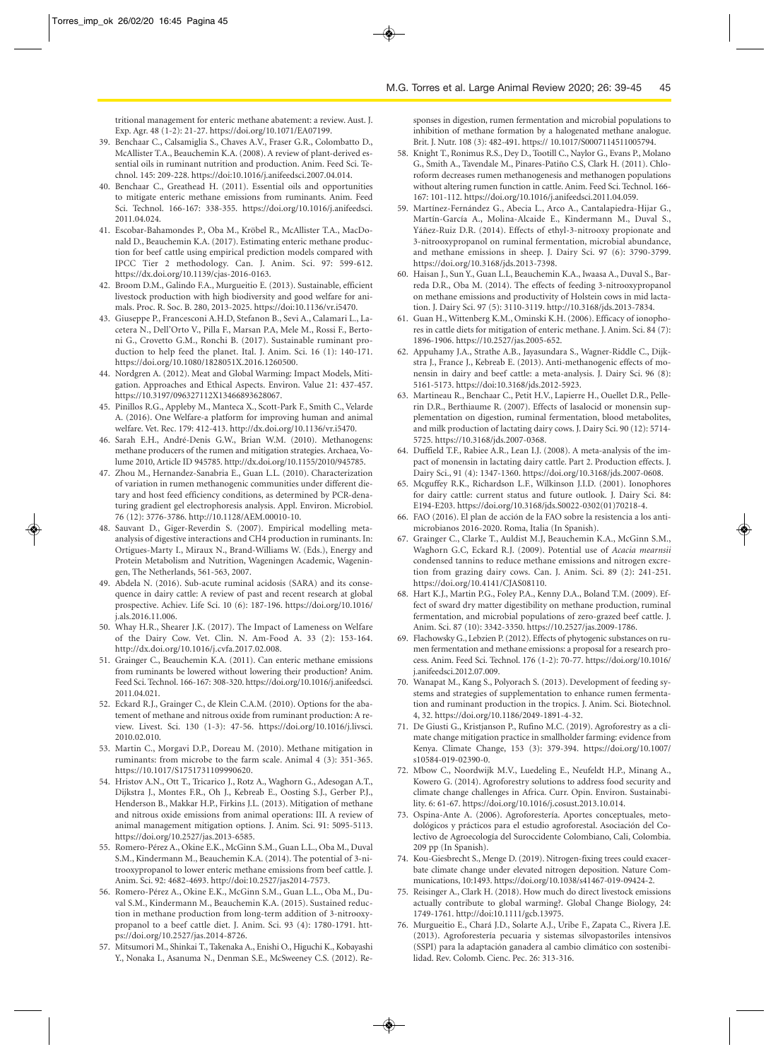tritional management for enteric methane abatement: a review. Aust. J. Exp. Agr. 48 (1-2): 21-27. https://doi.org/10.1071/EA07199.

39. Benchaar C., Calsamiglia S., Chaves A.V., Fraser G.R., Colombatto D., McAllister T.A., Beauchemin K.A. (2008). A review of plant-derived essential oils in ruminant nutrition and production. Anim. Feed Sci. Technol. 145: 209-228. https://doi:10.1016/j.anifeedsci.2007.04.014.
40. Benchaar C., Greathead H. (2011). Essential oils and opportunities to mitigate enteric methane emissions from ruminants. Anim. Feed Sci. Technol. 166-167: 338-355. https://doi.org/10.1016/j.anifeedsci.2011.04.024.
41. Escobar-Bahamondes P., Oba M., Kröbel R., McAllister T.A., MacDonald D., Beauchemin K.A. (2017). Estimating enteric methane production for beef cattle using empirical prediction models compared with IPCC Tier 2 methodology. Can. J. Anim. Sci. 97: 599-612. https://dx.doi.org/10.1139/cjas-2016-0163.
42. Broom D.M., Galindo F.A., Murgueitio E. (2013). Sustainable, efficient livestock production with high biodiversity and good welfare for animals. Proc. R. Soc. B. 280, 2013-2025. https://doi:10.1136/vr.i5470.
43. Giuseppe P., Francesconi A.H.D, Stefanon B., Sevi A., Calamari L., Lacetera N., Dell'Orto V., Pilla F., Marsan P.A, Mele M., Rossi F., Bertoni G., Crovetto G.M., Ronchi B. (2017). Sustainable ruminant production to help feed the planet. Ital. J. Anim. Sci. 16 (1): 140-171. https://doi.org/10.1080/1828051X.2016.1260500.
44. Nordgren A. (2012). Meat and Global Warming: Impact Models, Mitigation. Approaches and Ethical Aspects. Environ. Value 21: 437-457. https://10.3197/096327112X13466893628067.
45. Pinillos R.G., Appleby M.C., Manteca X., Scott-Park F., Smith C., Velarde A. (2016). One Welfare-a platform for improving human and animal welfare. Vet. Rec. 179: 412-413. http://dx.doi.org/10.1136/vr.i5470.
46. Sarah E.H., André-Denis G.W., Brian W.M. (2010). Methanogens: methane producers of the rumen and mitigation strategies. Archaea, Volume 2010, Article ID 945785. http://dx.doi.org/10.1155/2010/945785.
47. Zhou M., Hernandez-Sanabria E., Guan L.L. (2010). Characterization of variation in rumen methanogenic communities under different dietary and host feed efficiency conditions, as determined by PCR-denaturing gradient gel electrophoresis analysis. Appl. Environ. Microbiol. 76 (12): 3776-3786. http://10.1128/AEM.00010-10.
48. Sauvant D., Giger-Reverdin S. (2007). Empirical modelling meta-analysis of digestive interactions and CH4 production in ruminants. In: Ortigues-Marty I., Miraux N., Brand-Williams W. (Eds.), Energy and Protein Metabolism and Nutrition, Wageningen Academic, Wageningen, The Netherlands, 561-563, 2007.
49. Abdela N. (2016). Sub-acute ruminal acidosis (SARA) and its consequence in dairy cattle: A review of past and recent research at global prospective. Achiev. Life Sci. 10 (6): 187-196. https://doi.org/10.1016/j.als.2016.11.006.
50. Whay H.R., Shearer J.K. (2017). The Impact of Lameness on Welfare of the Dairy Cow. Vet. Clin. N. Am-Food A. 33 (2): 153-164. http://dx.doi.org/10.1016/j.cvfa.2017.02.008.
51. Grainger C., Beauchemin K.A. (2011). Can enteric methane emissions from ruminants be lowered without lowering their production? Anim. Feed Sci. Technol. 166-167: 308-320. https://doi.org/10.1016/j.anifeedsci.2011.04.021.
52. Eckard R.J., Grainger C., de Klein C.A.M. (2010). Options for the abatement of methane and nitrous oxide from ruminant production: A review. Livest. Sci. 130 (1-3): 47-56. https://doi.org/10.1016/j.livsci.2010.02.010.
53. Martin C., Morgavi D.P., Doreau M. (2010). Methane mitigation in ruminants: from microbe to the farm scale. Animal 4 (3): 351-365. https://10.1017/S1751731109990620.
54. Hristov A.N., Ott T., Tricarico J., Rotz A., Waghorn G., Adesogan A.T., Dijkstra J., Montes F.R., Oh J., Kebreab E., Oosting S.J., Gerber P.J., Henderson B., Makkar H.P., Firkins J.L. (2013). Mitigation of methane and nitrous oxide emissions from animal operations: III. A review of animal management mitigation options. J. Anim. Sci. 91: 5095-5113. https://doi.org/10.2527/jas.2013-6585.
55. Romero-Pérez A., Okine E.K., McGinn S.M., Guan L.L., Oba M., Duval S.M., Kindermann M., Beauchemin K.A. (2014). The potential of 3-nitrooxypropanol to lower enteric methane emissions from beef cattle. J. Anim. Sci. 92: 4682-4693. http://doi:10.2527/jas2014-7573.
56. Romero-Pérez A., Okine E.K., McGinn S.M., Guan L.L., Oba M., Duval S.M., Kindermann M., Beauchemin K.A. (2015). Sustained reduction in methane production from long-term addition of 3-nitrooxypropanol to a beef cattle diet. J. Anim. Sci. 93 (4): 1780-1791. https://doi.org/10.2527/jas.2014-8726.
57. Mitsumori M., Shinkai T., Takenaka A., Enishi O., Higuchi K., Kobayashi Y., Nonaka I., Asanuma N., Denman S.E., McSweeney C.S. (2012). Responses in digestion, rumen fermentation and microbial populations to inhibition of methane formation by a halogenated methane analogue. Brit. J. Nutr. 108 (3): 482-491. https:// 10.1017/S0007114511005794.
58. Knight T., Ronimus R.S., Dey D., Tootill C., Naylor G., Evans P., Molano G., Smith A., Tavendale M., Pinares-Patiño C.S, Clark H. (2011). Chloroform decreases rumen methanogenesis and methanogen populations without altering rumen function in cattle. Anim. Feed Sci. Technol. 166-167: 101-112. https://doi.org/10.1016/j.anifeedsci.2011.04.059.
59. Martínez-Fernández G., Abecia L., Arco A., Cantalapiedra-Hijar G., Martín-García A., Molina-Alcaide E., Kindermann M., Duval S., Yáñez-Ruiz D.R. (2014). Effects of ethyl-3-nitrooxy propionate and 3-nitrooxypropanol on ruminal fermentation, microbial abundance, and methane emissions in sheep. J. Dairy Sci. 97 (6): 3790-3799. https://doi.org/10.3168/jds.2013-7398.
60. Haisan J., Sun Y., Guan L.L, Beauchemin K.A., Iwaasa A., Duval S., Barreda D.R., Oba M. (2014). The effects of feeding 3-nitrooxypropanol on methane emissions and productivity of Holstein cows in mid lactation. J. Dairy Sci. 97 (5): 3110-3119. http://10.3168/jds.2013-7834.
61. Guan H., Wittenberg K.M., Ominski K.H. (2006). Efficacy of ionophores in cattle diets for mitigation of enteric methane. J. Anim. Sci. 84 (7): 1896-1906. https://10.2527/jas.2005-652.
62. Appuhamy J.A., Strathe A.B., Jayasundara S., Wagner-Riddle C., Dijkstra J., France J., Kebreab E. (2013). Anti-methanogenic effects of monensin in dairy and beef cattle: a meta-analysis. J. Dairy Sci. 96 (8): 5161-5173. https://doi:10.3168/jds.2012-5923.
63. Martineau R., Benchaar C., Petit H.V., Lapierre H., Ouellet D.R., Pellerin D.R., Berthiaume R. (2007). Effects of lasalocid or monensin supplementation on digestion, ruminal fermentation, blood metabolites, and milk production of lactating dairy cows. J. Dairy Sci. 90 (12): 5714-5725. https://10.3168/jds.2007-0368.
64. Duffield T.F., Rabiee A.R., Lean I.J. (2008). A meta-analysis of the impact of monensin in lactating dairy cattle. Part 2. Production effects. J. Dairy Sci., 91 (4): 1347-1360. https://doi.org/10.3168/jds.2007-0608.
65. Mcguffey R.K., Richardson L.F., Wilkinson J.I.D. (2001). Ionophores for dairy cattle: current status and future outlook. J. Dairy Sci. 84: E194-E203. https://doi.org/10.3168/jds.S0022-0302(01)70218-4.
66. FAO (2016). El plan de acción de la FAO sobre la resistencia a los antimicrobianos 2016-2020. Roma, Italia (In Spanish).
67. Grainger C., Clarke T., Auldist M.J, Beauchemin K.A., McGinn S.M., Waghorn G.C, Eckard R.J. (2009). Potential use of *Acacia mearnsii* condensed tannins to reduce methane emissions and nitrogen excretion from grazing dairy cows. Can. J. Anim. Sci. 89 (2): 241-251. https://doi.org/10.4141/CJAS08110.
68. Hart K.J., Martin P.G., Foley P.A., Kenny D.A., Boland T.M. (2009). Effect of sward dry matter digestibility on methane production, ruminal fermentation, and microbial populations of zero-grazed beef cattle. J. Anim. Sci. 87 (10): 3342-3350. https://10.2527/jas.2009-1786.
69. Flachowsky G., Lebzien P. (2012). Effects of phytogenic substances on rumen fermentation and methane emissions: a proposal for a research process. Anim. Feed Sci. Technol. 176 (1-2): 70-77. https://doi.org/10.1016/j.anifeedsci.2012.07.009.
70. Wanapat M., Kang S., Polyorach S. (2013). Development of feeding systems and strategies of supplementation to enhance rumen fermentation and ruminant production in the tropics. J. Anim. Sci. Biotechnol. 4, 32. https://doi.org/10.1186/2049-1891-4-32.
71. De Giusti G., Kristjanson P., Rufino M.C. (2019). Agroforestry as a climate change mitigation practice in smallholder farming: evidence from Kenya. Climate Change, 153 (3): 379-394. https://doi.org/10.1007/s10584-019-02390-0.
72. Mbow C., Noordwijk M.V., Luedeling E., Neufeldt H.P., Minang A., Kowero G. (2014). Agroforestry solutions to address food security and climate change challenges in Africa. Curr. Opin. Environ. Sustainability. 6: 61-67. https://doi.org/10.1016/j.cosust.2013.10.014.
73. Ospina-Ante A. (2006). Agroforestería. Aportes conceptuales, metodológicos y prácticos para el estudio agroforestal. Asociación del Colectivo de Agroecología del Suroccidente Colombiano, Cali, Colombia. 209 pp (In Spanish).
74. Kou-Giesbrecht S., Menge D. (2019). Nitrogen-fixing trees could exacerbate climate change under elevated nitrogen deposition. Nature Communications, 10:1493. https://doi.org/10.1038/s41467-019-09424-2.
75. Reisinger A., Clark H. (2018). How much do direct livestock emissions actually contribute to global warming?. Global Change Biology, 24: 1749-1761. http://doi:10.1111/gcb.13975.
76. Murgueitio E., Chará J.D., Solarte A.J., Uribe F., Zapata C., Rivera J.E. (2013). Agroforestería pecuaria y sistemas silvopastoriles intensivos (SSPI) para la adaptación ganadera al cambio climático con sostenibilidad. Rev. Colomb. Cienc. Pec. 26: 313-316.